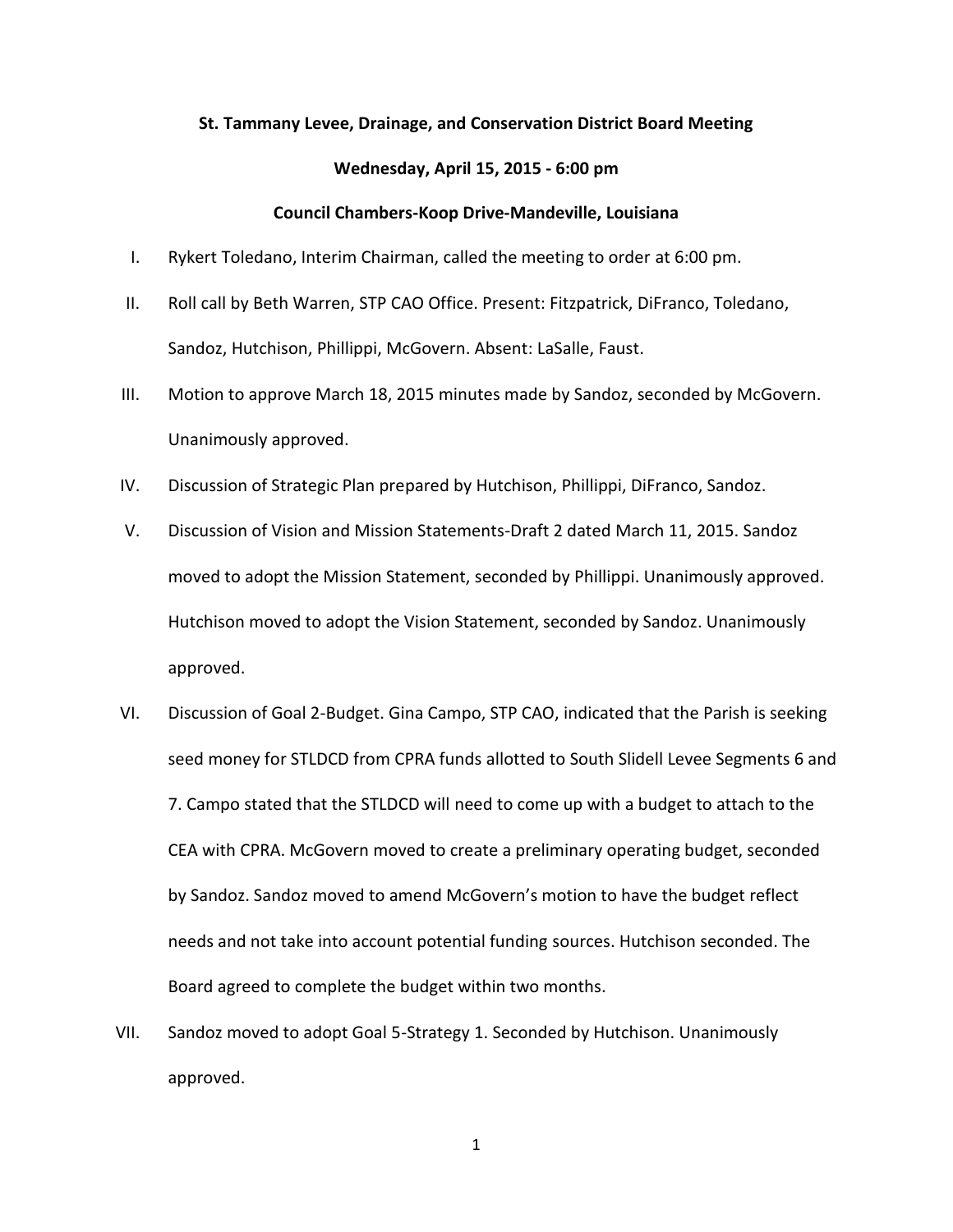**St. Tammany Levee, Drainage, and Conservation District Board Meeting**

**Wednesday, April 15, 2015 - 6:00 pm**

**Council Chambers-Koop Drive-Mandeville, Louisiana**

I. Rykert Toledano, Interim Chairman, called the meeting to order at 6:00 pm.

II. Roll call by Beth Warren, STP CAO Office. Present: Fitzpatrick, DiFranco, Toledano, Sandoz, Hutchison, Phillippi, McGovern. Absent: LaSalle, Faust.

III. Motion to approve March 18, 2015 minutes made by Sandoz, seconded by McGovern. Unanimously approved.

IV. Discussion of Strategic Plan prepared by Hutchison, Phillippi, DiFranco, Sandoz.

V. Discussion of Vision and Mission Statements-Draft 2 dated March 11, 2015. Sandoz moved to adopt the Mission Statement, seconded by Phillippi. Unanimously approved. Hutchison moved to adopt the Vision Statement, seconded by Sandoz. Unanimously approved.

VI. Discussion of Goal 2-Budget. Gina Campo, STP CAO, indicated that the Parish is seeking seed money for STLDCD from CPRA funds allotted to South Slidell Levee Segments 6 and 7. Campo stated that the STLDCD will need to come up with a budget to attach to the CEA with CPRA. McGovern moved to create a preliminary operating budget, seconded by Sandoz. Sandoz moved to amend McGovern's motion to have the budget reflect needs and not take into account potential funding sources. Hutchison seconded. The Board agreed to complete the budget within two months.

VII. Sandoz moved to adopt Goal 5-Strategy 1. Seconded by Hutchison. Unanimously approved.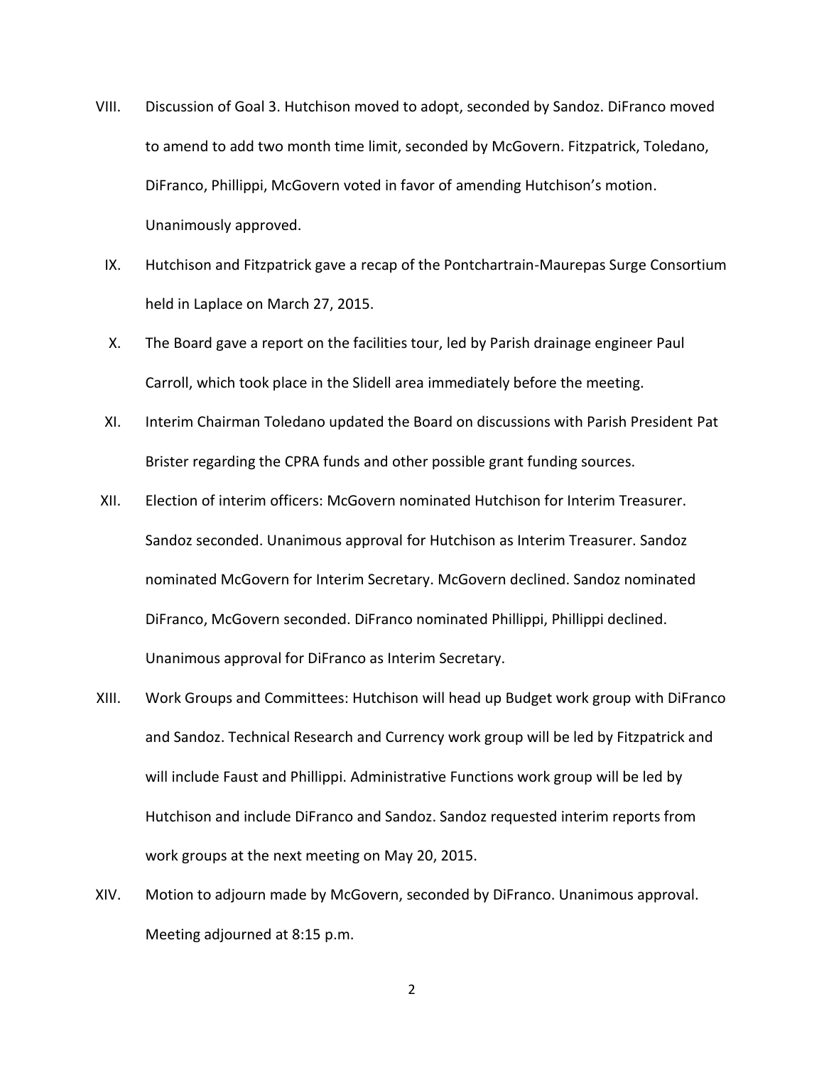VIII. Discussion of Goal 3. Hutchison moved to adopt, seconded by Sandoz. DiFranco moved to amend to add two month time limit, seconded by McGovern. Fitzpatrick, Toledano, DiFranco, Phillippi, McGovern voted in favor of amending Hutchison's motion. Unanimously approved.

IX. Hutchison and Fitzpatrick gave a recap of the Pontchartrain-Maurepas Surge Consortium held in Laplace on March 27, 2015.

X. The Board gave a report on the facilities tour, led by Parish drainage engineer Paul Carroll, which took place in the Slidell area immediately before the meeting.

XI. Interim Chairman Toledano updated the Board on discussions with Parish President Pat Brister regarding the CPRA funds and other possible grant funding sources.

XII. Election of interim officers: McGovern nominated Hutchison for Interim Treasurer. Sandoz seconded. Unanimous approval for Hutchison as Interim Treasurer. Sandoz nominated McGovern for Interim Secretary. McGovern declined. Sandoz nominated DiFranco, McGovern seconded. DiFranco nominated Phillippi, Phillippi declined. Unanimous approval for DiFranco as Interim Secretary.

XIII. Work Groups and Committees: Hutchison will head up Budget work group with DiFranco and Sandoz. Technical Research and Currency work group will be led by Fitzpatrick and will include Faust and Phillippi. Administrative Functions work group will be led by Hutchison and include DiFranco and Sandoz. Sandoz requested interim reports from work groups at the next meeting on May 20, 2015.

XIV. Motion to adjourn made by McGovern, seconded by DiFranco. Unanimous approval. Meeting adjourned at 8:15 p.m.